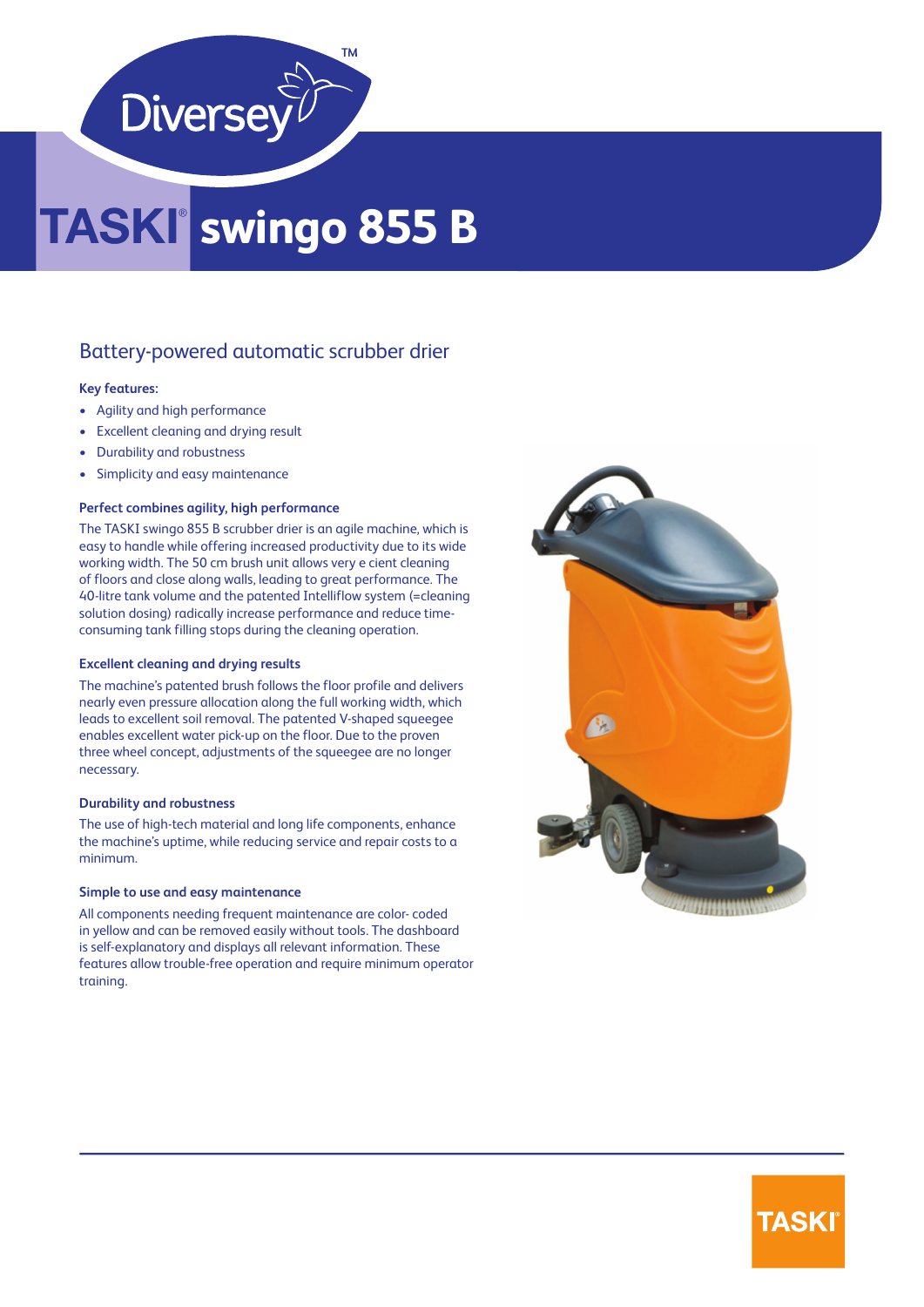# TASKI® swingo 855 B

## Battery-powered automatic scrubber drier

**Key features:**

- Agility and high performance
- Excellent cleaning and drying result
- Durability and robustness
- Simplicity and easy maintenance

### Perfect combines agility, high performance

The TASKI swingo 855 B scrubber drier is an agile machine, which is easy to handle while offering increased productivity due to its wide working width. The 50 cm brush unit allows very e cient cleaning of floors and close along walls, leading to great performance. The 40-litre tank volume and the patented Intelliflow system (=cleaning solution dosing) radically increase performance and reduce time-consuming tank filling stops during the cleaning operation.

### Excellent cleaning and drying results

The machine's patented brush follows the floor profile and delivers nearly even pressure allocation along the full working width, which leads to excellent soil removal. The patented V-shaped squeegee enables excellent water pick-up on the floor. Due to the proven three wheel concept, adjustments of the squeegee are no longer necessary.

### Durability and robustness

The use of high-tech material and long life components, enhance the machine's uptime, while reducing service and repair costs to a minimum.

### Simple to use and easy maintenance

All components needing frequent maintenance are color- coded in yellow and can be removed easily without tools. The dashboard is self-explanatory and displays all relevant information. These features allow trouble-free operation and require minimum operator training.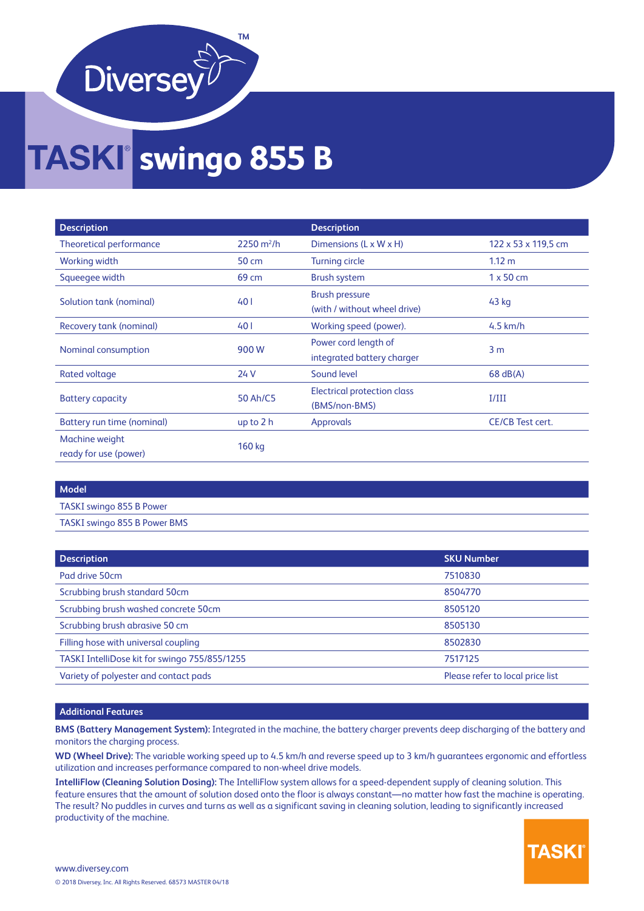# TASKI® swingo 855 B

| Description | | Description | |
|---|---|---|---|
| Theoretical performance | 2250 $m^2$/h | Dimensions (L x W x H) | 122 x 53 x 119,5 cm |
| Working width | 50 cm | Turning circle | 1.12 m |
| Squeegee width | 69 cm | Brush system | 1 x 50 cm |
| Solution tank (nominal) | 40 l | Brush pressure (with / without wheel drive) | 43 kg |
| Recovery tank (nominal) | 40 l | Working speed (power). | 4.5 km/h |
| Nominal consumption | 900 W | Power cord length of integrated battery charger | 3 m |
| Rated voltage | 24 V | Sound level | 68 dB(A) |
| Battery capacity | 50 Ah/C5 | Electrical protection class (BMS/non-BMS) | I/III |
| Battery run time (nominal) | up to 2 h | Approvals | CE/CB Test cert. |
| Machine weight ready for use (power) | 160 kg | | |

| Model |
|---|
| TASKI swingo 855 B Power |
| TASKI swingo 855 B Power BMS |

| Description | SKU Number |
|---|---|
| Pad drive 50cm | 7510830 |
| Scrubbing brush standard 50cm | 8504770 |
| Scrubbing brush washed concrete 50cm | 8505120 |
| Scrubbing brush abrasive 50 cm | 8505130 |
| Filling hose with universal coupling | 8502830 |
| TASKI IntelliDose kit for swingo 755/855/1255 | 7517125 |
| Variety of polyester and contact pads | Please refer to local price list |

## Additional Features

**BMS (Battery Management System):** Integrated in the machine, the battery charger prevents deep discharging of the battery and monitors the charging process.

**WD (Wheel Drive):** The variable working speed up to 4.5 km/h and reverse speed up to 3 km/h guarantees ergonomic and effortless utilization and increases performance compared to non-wheel drive models.

**IntelliFlow (Cleaning Solution Dosing):** The IntelliFlow system allows for a speed-dependent supply of cleaning solution. This feature ensures that the amount of solution dosed onto the floor is always constant—no matter how fast the machine is operating. The result? No puddles in curves and turns as well as a significant saving in cleaning solution, leading to significantly increased productivity of the machine.

www.diversey.com

© 2018 Diversey, Inc. All Rights Reserved. 68573 MASTER 04/18